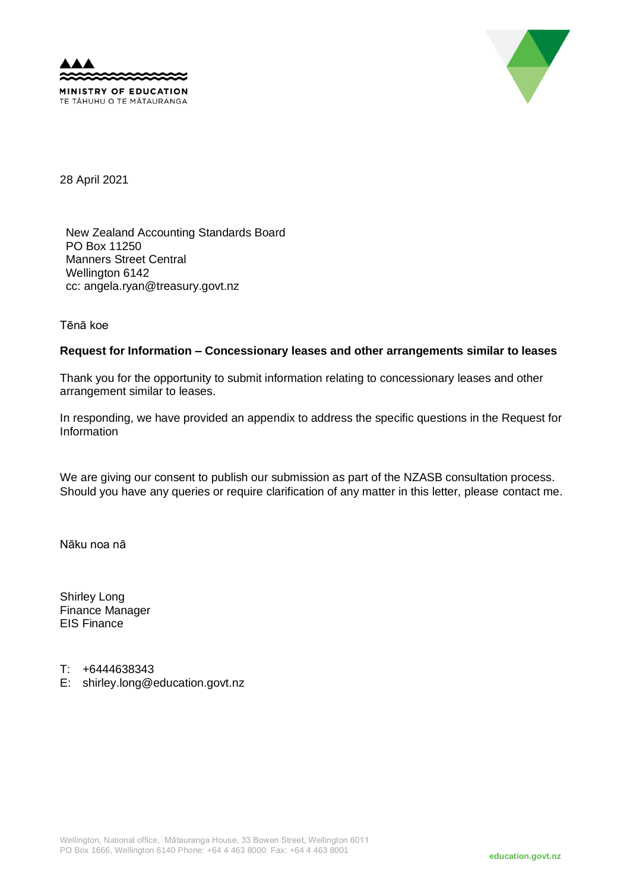MINISTRY OF EDUCATION
TE TĀHUHU O TE MĀTAURANGA

28 April 2021

New Zealand Accounting Standards Board
PO Box 11250
Manners Street Central
Wellington 6142
cc: angela.ryan@treasury.govt.nz

Tēnā koe

**Request for Information – Concessionary leases and other arrangements similar to leases**

Thank you for the opportunity to submit information relating to concessionary leases and other arrangement similar to leases.

In responding, we have provided an appendix to address the specific questions in the Request for Information

We are giving our consent to publish our submission as part of the NZASB consultation process. Should you have any queries or require clarification of any matter in this letter, please contact me.

Nāku noa nā

Shirley Long
Finance Manager
EIS Finance

T: +6444638343
E: shirley.long@education.govt.nz

Wellington, National office, Mātauranga House, 33 Bowen Street, Wellington 6011
PO Box 1666, Wellington 6140 Phone: +64 4 463 8000 Fax: +64 4 463 8001

education.govt.nz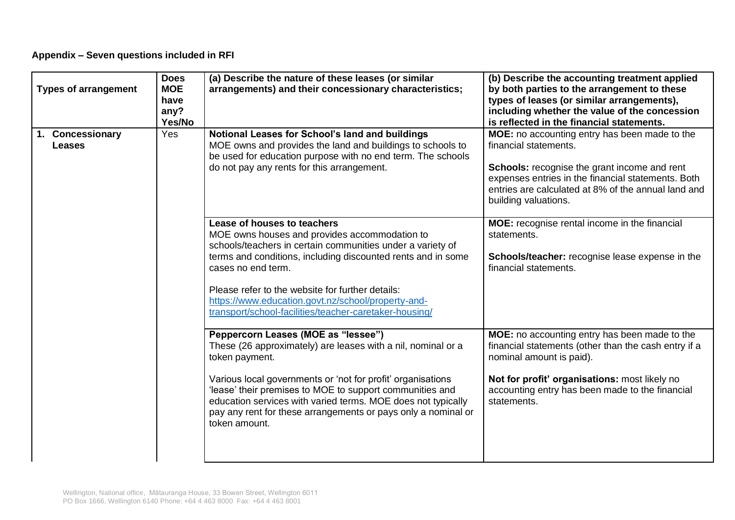**Appendix – Seven questions included in RFI**

| Types of arrangement | Does MOE have any? Yes/No | (a) Describe the nature of these leases (or similar arrangements) and their concessionary characteristics; | (b) Describe the accounting treatment applied by both parties to the arrangement to these types of leases (or similar arrangements), including whether the value of the concession is reflected in the financial statements. |
|---|---|---|---|
| 1. **Concessionary Leases** | Yes | **Notional Leases for School's land and buildings**<br>MOE owns and provides the land and buildings to schools to be used for education purpose with no end term. The schools do not pay any rents for this arrangement. | **MOE:** no accounting entry has been made to the financial statements.<br><br>**Schools:** recognise the grant income and rent expenses entries in the financial statements. Both entries are calculated at 8% of the annual land and building valuations. |
| | | **Lease of houses to teachers**<br>MOE owns houses and provides accommodation to schools/teachers in certain communities under a variety of terms and conditions, including discounted rents and in some cases no end term.<br><br>Please refer to the website for further details: [https://www.education.govt.nz/school/property-and-transport/school-facilities/teacher-caretaker-housing/](https://www.education.govt.nz/school/property-and-transport/school-facilities/teacher-caretaker-housing/) | **MOE:** recognise rental income in the financial statements.<br><br>**Schools/teacher:** recognise lease expense in the financial statements. |
| | | **Peppercorn Leases (MOE as "lessee")**<br>These (26 approximately) are leases with a nil, nominal or a token payment.<br><br>Various local governments or 'not for profit' organisations 'lease' their premises to MOE to support communities and education services with varied terms. MOE does not typically pay any rent for these arrangements or pays only a nominal or token amount. | **MOE:** no accounting entry has been made to the financial statements (other than the cash entry if a nominal amount is paid).<br><br>**Not for profit' organisations:** most likely no accounting entry has been made to the financial statements. |

Wellington, National office, Mātauranga House, 33 Bowen Street, Wellington 6011
PO Box 1666, Wellington 6140 Phone: +64 4 463 8000 Fax: +64 4 463 8001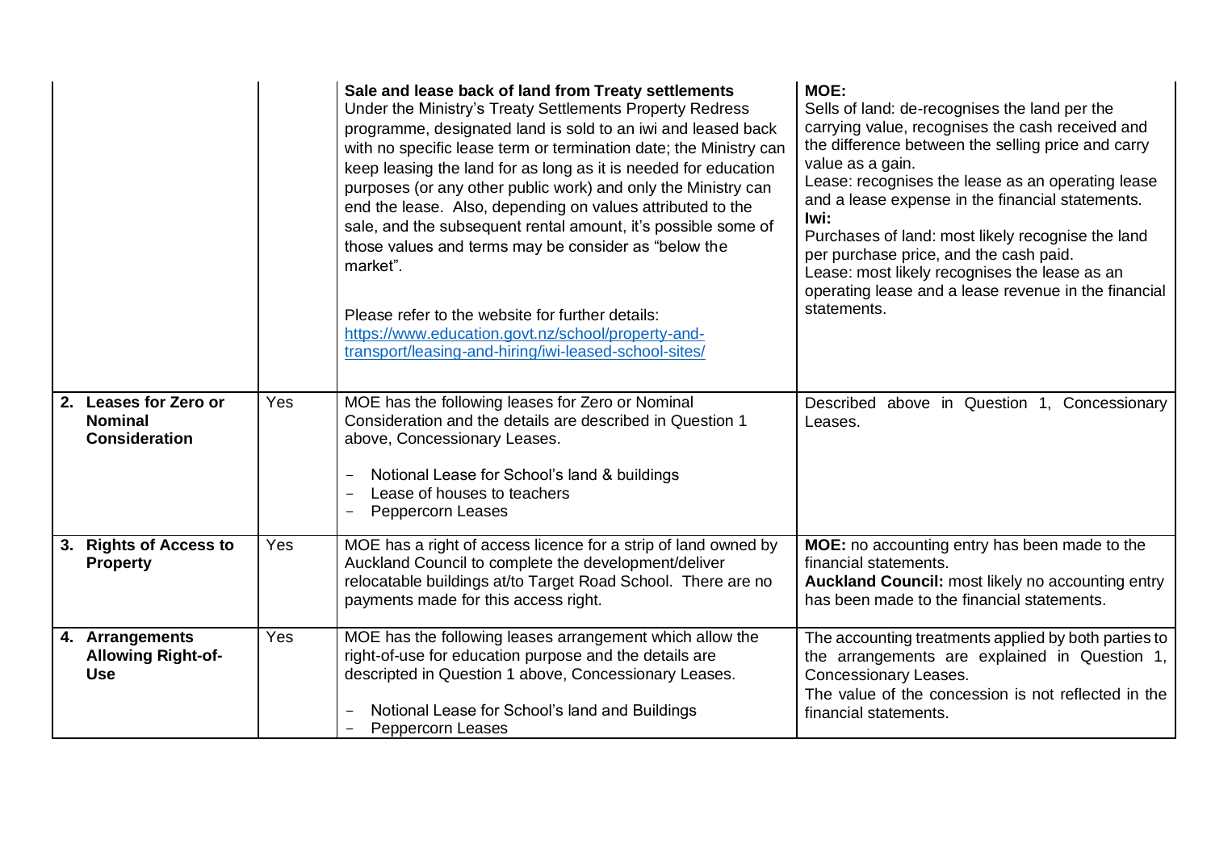| | | | |
|---|---|---|---|
| | | **Sale and lease back of land from Treaty settlements**<br>Under the Ministry's Treaty Settlements Property Redress programme, designated land is sold to an iwi and leased back with no specific lease term or termination date; the Ministry can keep leasing the land for as long as it is needed for education purposes (or any other public work) and only the Ministry can end the lease. Also, depending on values attributed to the sale, and the subsequent rental amount, it's possible some of those values and terms may be consider as "below the market".<br><br>Please refer to the website for further details: [https://www.education.govt.nz/school/property-and-transport/leasing-and-hiring/iwi-leased-school-sites/](https://www.education.govt.nz/school/property-and-transport/leasing-and-hiring/iwi-leased-school-sites/) | **MOE:**<br>Sells of land: de-recognises the land per the carrying value, recognises the cash received and the difference between the selling price and carry value as a gain.<br>Lease: recognises the lease as an operating lease and a lease expense in the financial statements.<br>**Iwi:**<br>Purchases of land: most likely recognise the land per purchase price, and the cash paid.<br>Lease: most likely recognises the lease as an operating lease and a lease revenue in the financial statements. |
| **2. Leases for Zero or Nominal Consideration** | Yes | MOE has the following leases for Zero or Nominal Consideration and the details are described in Question 1 above, Concessionary Leases.<br>- Notional Lease for School's land & buildings<br>- Lease of houses to teachers<br>- Peppercorn Leases | Described above in Question 1, Concessionary Leases. |
| **3. Rights of Access to Property** | Yes | MOE has a right of access licence for a strip of land owned by Auckland Council to complete the development/deliver relocatable buildings at/to Target Road School. There are no payments made for this access right. | **MOE:** no accounting entry has been made to the financial statements.<br>**Auckland Council:** most likely no accounting entry has been made to the financial statements. |
| **4. Arrangements Allowing Right-of-Use** | Yes | MOE has the following leases arrangement which allow the right-of-use for education purpose and the details are descripted in Question 1 above, Concessionary Leases.<br>- Notional Lease for School's land and Buildings<br>- Peppercorn Leases | The accounting treatments applied by both parties to the arrangements are explained in Question 1, Concessionary Leases.<br>The value of the concession is not reflected in the financial statements. |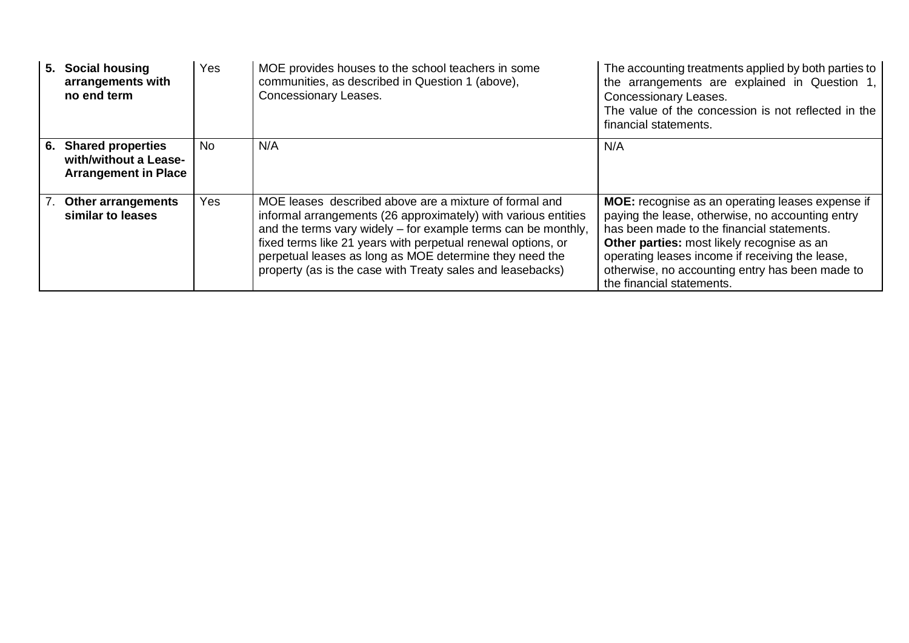| | | | |
|---|---|---|---|
| **5. Social housing arrangements with no end term** | Yes | MOE provides houses to the school teachers in some communities, as described in Question 1 (above), Concessionary Leases. | The accounting treatments applied by both parties to the arrangements are explained in Question 1, Concessionary Leases.<br>The value of the concession is not reflected in the financial statements. |
| **6. Shared properties with/without a Lease-Arrangement in Place** | No | N/A | N/A |
| 7. **Other arrangements similar to leases** | Yes | MOE leases described above are a mixture of formal and informal arrangements (26 approximately) with various entities and the terms vary widely – for example terms can be monthly, fixed terms like 21 years with perpetual renewal options, or perpetual leases as long as MOE determine they need the property (as is the case with Treaty sales and leasebacks) | **MOE:** recognise as an operating leases expense if paying the lease, otherwise, no accounting entry has been made to the financial statements.<br>**Other parties:** most likely recognise as an operating leases income if receiving the lease, otherwise, no accounting entry has been made to the financial statements. |